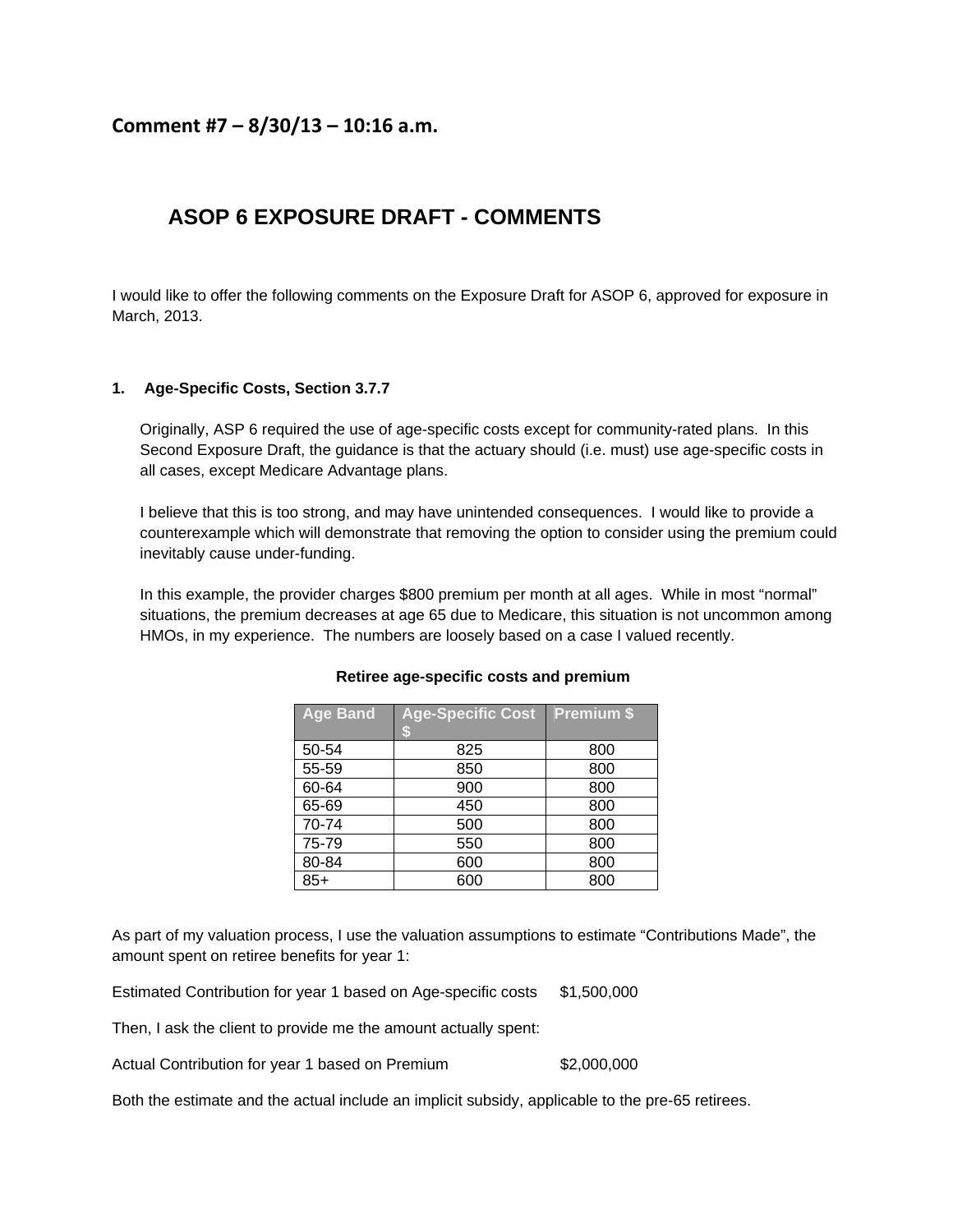## Comment #7 – 8/30/13 – 10:16 a.m.

# ASOP 6 EXPOSURE DRAFT - COMMENTS

I would like to offer the following comments on the Exposure Draft for ASOP 6, approved for exposure in March, 2013.

**1. Age-Specific Costs, Section 3.7.7**

Originally, ASP 6 required the use of age-specific costs except for community-rated plans. In this Second Exposure Draft, the guidance is that the actuary should (i.e. must) use age-specific costs in all cases, except Medicare Advantage plans.

I believe that this is too strong, and may have unintended consequences. I would like to provide a counterexample which will demonstrate that removing the option to consider using the premium could inevitably cause under-funding.

In this example, the provider charges $800 premium per month at all ages. While in most "normal" situations, the premium decreases at age 65 due to Medicare, this situation is not uncommon among HMOs, in my experience. The numbers are loosely based on a case I valued recently.

**Retiree age-specific costs and premium**

| Age Band | Age-Specific Cost $ | Premium $ |
|---|---|---|
| 50-54 | 825 | 800 |
| 55-59 | 850 | 800 |
| 60-64 | 900 | 800 |
| 65-69 | 450 | 800 |
| 70-74 | 500 | 800 |
| 75-79 | 550 | 800 |
| 80-84 | 600 | 800 |
| 85+ | 600 | 800 |

As part of my valuation process, I use the valuation assumptions to estimate "Contributions Made", the amount spent on retiree benefits for year 1:

Estimated Contribution for year 1 based on Age-specific costs $1,500,000

Then, I ask the client to provide me the amount actually spent:

Actual Contribution for year 1 based on Premium $2,000,000

Both the estimate and the actual include an implicit subsidy, applicable to the pre-65 retirees.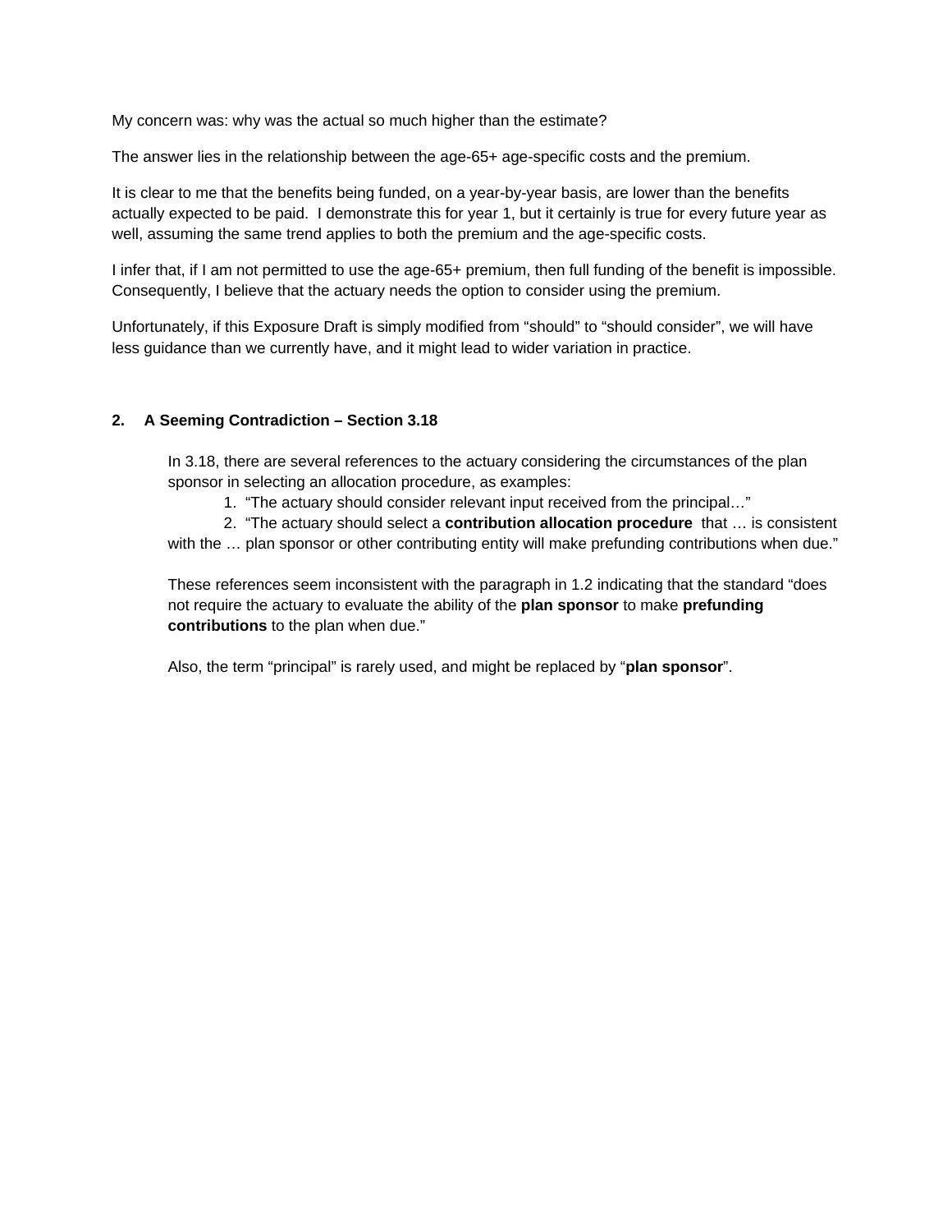My concern was: why was the actual so much higher than the estimate?

The answer lies in the relationship between the age-65+ age-specific costs and the premium.

It is clear to me that the benefits being funded, on a year-by-year basis, are lower than the benefits actually expected to be paid. I demonstrate this for year 1, but it certainly is true for every future year as well, assuming the same trend applies to both the premium and the age-specific costs.

I infer that, if I am not permitted to use the age-65+ premium, then full funding of the benefit is impossible. Consequently, I believe that the actuary needs the option to consider using the premium.

Unfortunately, if this Exposure Draft is simply modified from "should" to "should consider", we will have less guidance than we currently have, and it might lead to wider variation in practice.

**2. A Seeming Contradiction – Section 3.18**

In 3.18, there are several references to the actuary considering the circumstances of the plan sponsor in selecting an allocation procedure, as examples:

1. "The actuary should consider relevant input received from the principal…"
2. "The actuary should select a **contribution allocation procedure** that … is consistent with the … plan sponsor or other contributing entity will make prefunding contributions when due."

These references seem inconsistent with the paragraph in 1.2 indicating that the standard "does not require the actuary to evaluate the ability of the **plan sponsor** to make **prefunding contributions** to the plan when due."

Also, the term "principal" is rarely used, and might be replaced by "**plan sponsor**".